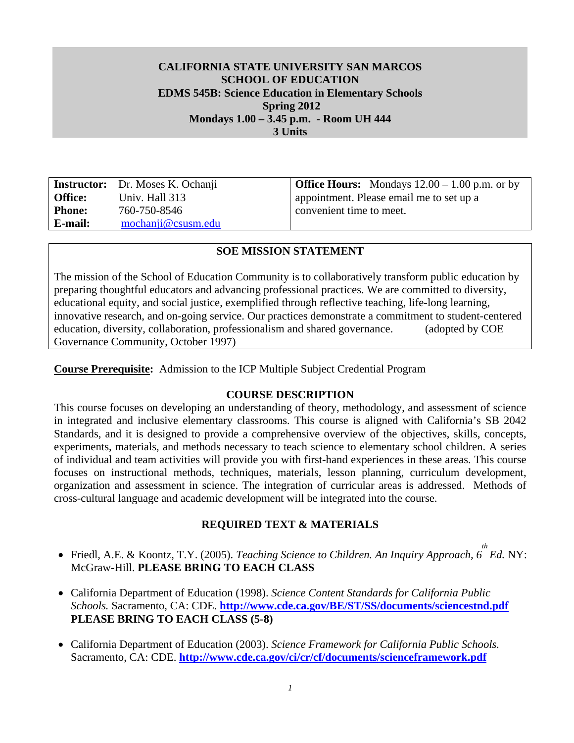# CALIFORNIA STATE UNIVERSITY SAN MARCOS
## SCHOOL OF EDUCATION
## EDMS 545B: Science Education in Elementary Schools
**Spring 2012**
**Mondays 1.00 – 3.45 p.m. - Room UH 444**
**3 Units**

| | | |
|---|---|---|
| **Instructor:** | Dr. Moses K. Ochanji | **Office Hours:** Mondays 12.00 – 1.00 p.m. or by appointment. Please email me to set up a convenient time to meet. |
| **Office:** | Univ. Hall 313 | |
| **Phone:** | 760-750-8546 | |
| **E-mail:** | mochanji@csusm.edu | |

### SOE MISSION STATEMENT

The mission of the School of Education Community is to collaboratively transform public education by preparing thoughtful educators and advancing professional practices. We are committed to diversity, educational equity, and social justice, exemplified through reflective teaching, life-long learning, innovative research, and on-going service. Our practices demonstrate a commitment to student-centered education, diversity, collaboration, professionalism and shared governance. (adopted by COE Governance Community, October 1997)

**Course Prerequisite:** Admission to the ICP Multiple Subject Credential Program

### COURSE DESCRIPTION

This course focuses on developing an understanding of theory, methodology, and assessment of science in integrated and inclusive elementary classrooms. This course is aligned with California's SB 2042 Standards, and it is designed to provide a comprehensive overview of the objectives, skills, concepts, experiments, materials, and methods necessary to teach science to elementary school children. A series of individual and team activities will provide you with first-hand experiences in these areas. This course focuses on instructional methods, techniques, materials, lesson planning, curriculum development, organization and assessment in science. The integration of curricular areas is addressed. Methods of cross-cultural language and academic development will be integrated into the course.

### REQUIRED TEXT & MATERIALS

- Friedl, A.E. & Koontz, T.Y. (2005). *Teaching Science to Children. An Inquiry Approach, 6th Ed.* NY: McGraw-Hill. **PLEASE BRING TO EACH CLASS**
- California Department of Education (1998). *Science Content Standards for California Public Schools.* Sacramento, CA: CDE. **http://www.cde.ca.gov/BE/ST/SS/documents/sciencestnd.pdf** **PLEASE BRING TO EACH CLASS (5-8)**
- California Department of Education (2003). *Science Framework for California Public Schools.* Sacramento, CA: CDE. **http://www.cde.ca.gov/ci/cr/cf/documents/scienceframework.pdf**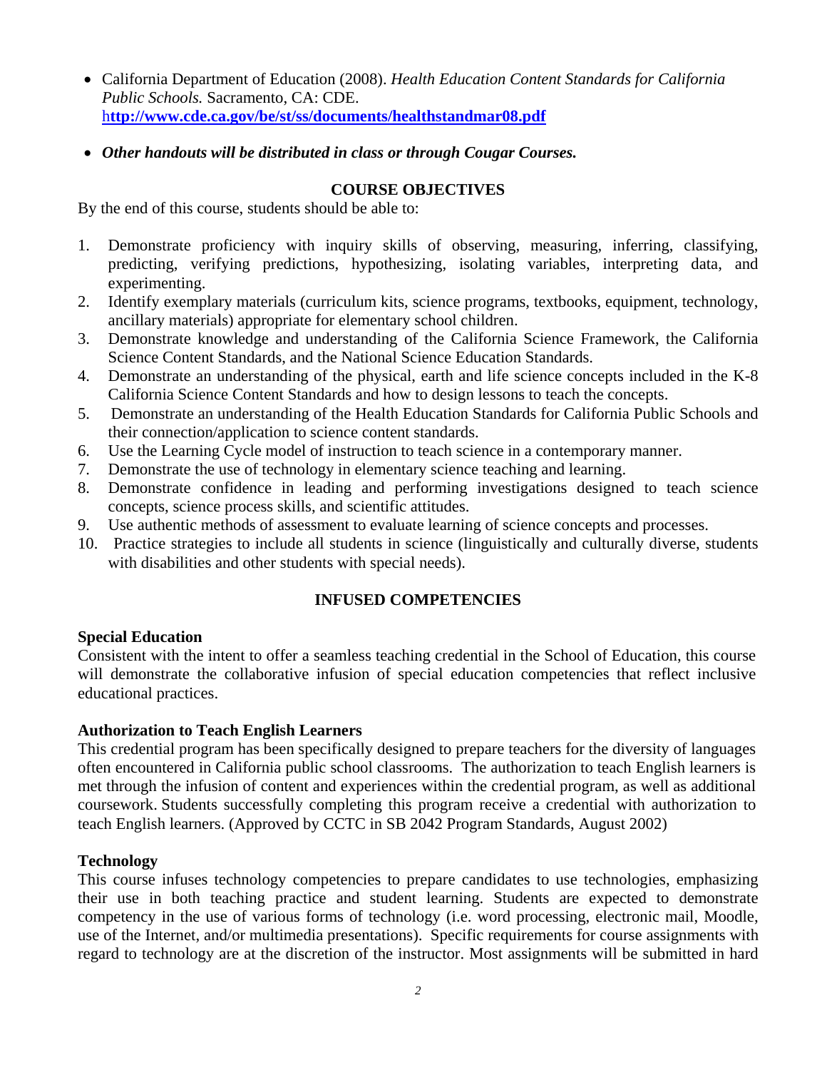- California Department of Education (2008). *Health Education Content Standards for California Public Schools.* Sacramento, CA: CDE. h**http://www.cde.ca.gov/be/st/ss/documents/healthstandmar08.pdf**

- ***Other handouts will be distributed in class or through Cougar Courses.***

## COURSE OBJECTIVES

By the end of this course, students should be able to:

1. Demonstrate proficiency with inquiry skills of observing, measuring, inferring, classifying, predicting, verifying predictions, hypothesizing, isolating variables, interpreting data, and experimenting.
2. Identify exemplary materials (curriculum kits, science programs, textbooks, equipment, technology, ancillary materials) appropriate for elementary school children.
3. Demonstrate knowledge and understanding of the California Science Framework, the California Science Content Standards, and the National Science Education Standards.
4. Demonstrate an understanding of the physical, earth and life science concepts included in the K-8 California Science Content Standards and how to design lessons to teach the concepts.
5. Demonstrate an understanding of the Health Education Standards for California Public Schools and their connection/application to science content standards.
6. Use the Learning Cycle model of instruction to teach science in a contemporary manner.
7. Demonstrate the use of technology in elementary science teaching and learning.
8. Demonstrate confidence in leading and performing investigations designed to teach science concepts, science process skills, and scientific attitudes.
9. Use authentic methods of assessment to evaluate learning of science concepts and processes.
10. Practice strategies to include all students in science (linguistically and culturally diverse, students with disabilities and other students with special needs).

## INFUSED COMPETENCIES

### Special Education

Consistent with the intent to offer a seamless teaching credential in the School of Education, this course will demonstrate the collaborative infusion of special education competencies that reflect inclusive educational practices.

### Authorization to Teach English Learners

This credential program has been specifically designed to prepare teachers for the diversity of languages often encountered in California public school classrooms. The authorization to teach English learners is met through the infusion of content and experiences within the credential program, as well as additional coursework. Students successfully completing this program receive a credential with authorization to teach English learners. (Approved by CCTC in SB 2042 Program Standards, August 2002)

### Technology

This course infuses technology competencies to prepare candidates to use technologies, emphasizing their use in both teaching practice and student learning. Students are expected to demonstrate competency in the use of various forms of technology (i.e. word processing, electronic mail, Moodle, use of the Internet, and/or multimedia presentations). Specific requirements for course assignments with regard to technology are at the discretion of the instructor. Most assignments will be submitted in hard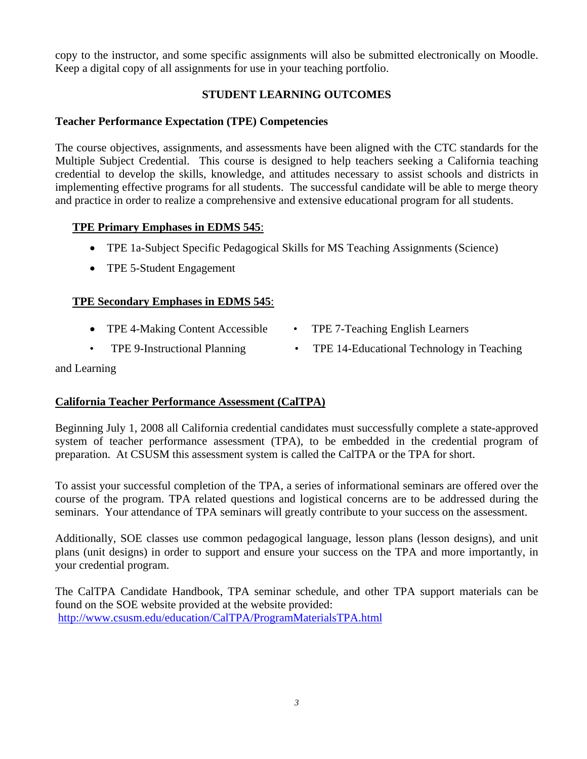copy to the instructor, and some specific assignments will also be submitted electronically on Moodle. Keep a digital copy of all assignments for use in your teaching portfolio.

## STUDENT LEARNING OUTCOMES

### Teacher Performance Expectation (TPE) Competencies

The course objectives, assignments, and assessments have been aligned with the CTC standards for the Multiple Subject Credential. This course is designed to help teachers seeking a California teaching credential to develop the skills, knowledge, and attitudes necessary to assist schools and districts in implementing effective programs for all students. The successful candidate will be able to merge theory and practice in order to realize a comprehensive and extensive educational program for all students.

**TPE Primary Emphases in EDMS 545**:

- TPE 1a-Subject Specific Pedagogical Skills for MS Teaching Assignments (Science)
- TPE 5-Student Engagement

**TPE Secondary Emphases in EDMS 545**:

- TPE 4-Making Content Accessible
- TPE 7-Teaching English Learners
- TPE 9-Instructional Planning
- TPE 14-Educational Technology in Teaching and Learning

### California Teacher Performance Assessment (CalTPA)

Beginning July 1, 2008 all California credential candidates must successfully complete a state-approved system of teacher performance assessment (TPA), to be embedded in the credential program of preparation. At CSUSM this assessment system is called the CalTPA or the TPA for short.

To assist your successful completion of the TPA, a series of informational seminars are offered over the course of the program. TPA related questions and logistical concerns are to be addressed during the seminars. Your attendance of TPA seminars will greatly contribute to your success on the assessment.

Additionally, SOE classes use common pedagogical language, lesson plans (lesson designs), and unit plans (unit designs) in order to support and ensure your success on the TPA and more importantly, in your credential program.

The CalTPA Candidate Handbook, TPA seminar schedule, and other TPA support materials can be found on the SOE website provided at the website provided:
http://www.csusm.edu/education/CalTPA/ProgramMaterialsTPA.html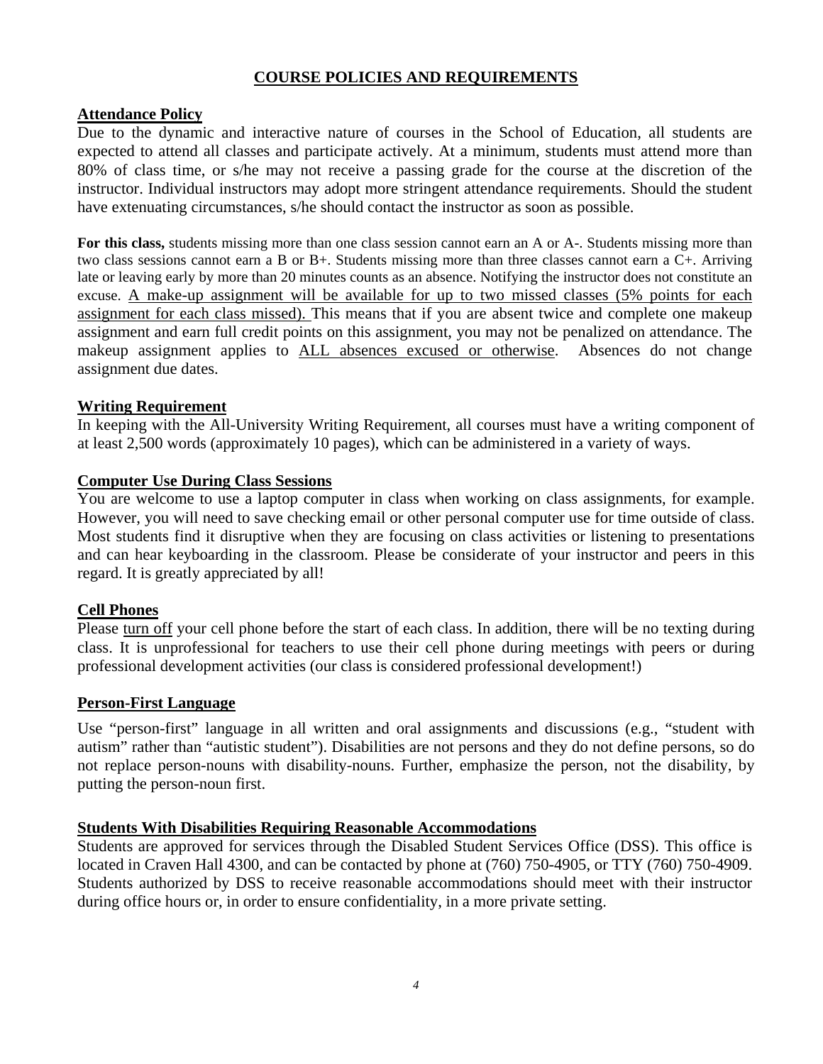## COURSE POLICIES AND REQUIREMENTS

### Attendance Policy

Due to the dynamic and interactive nature of courses in the School of Education, all students are expected to attend all classes and participate actively. At a minimum, students must attend more than 80% of class time, or s/he may not receive a passing grade for the course at the discretion of the instructor. Individual instructors may adopt more stringent attendance requirements. Should the student have extenuating circumstances, s/he should contact the instructor as soon as possible.

**For this class,** students missing more than one class session cannot earn an A or A-. Students missing more than two class sessions cannot earn a B or B+. Students missing more than three classes cannot earn a C+. Arriving late or leaving early by more than 20 minutes counts as an absence. Notifying the instructor does not constitute an excuse. <u>A make-up assignment will be available for up to two missed classes (5% points for each assignment for each class missed).</u> This means that if you are absent twice and complete one makeup assignment and earn full credit points on this assignment, you may not be penalized on attendance. The makeup assignment applies to <u>ALL absences excused or otherwise</u>. Absences do not change assignment due dates.

### Writing Requirement

In keeping with the All-University Writing Requirement, all courses must have a writing component of at least 2,500 words (approximately 10 pages), which can be administered in a variety of ways.

### Computer Use During Class Sessions

You are welcome to use a laptop computer in class when working on class assignments, for example. However, you will need to save checking email or other personal computer use for time outside of class. Most students find it disruptive when they are focusing on class activities or listening to presentations and can hear keyboarding in the classroom. Please be considerate of your instructor and peers in this regard. It is greatly appreciated by all!

### Cell Phones

Please <u>turn off</u> your cell phone before the start of each class. In addition, there will be no texting during class. It is unprofessional for teachers to use their cell phone during meetings with peers or during professional development activities (our class is considered professional development!)

### Person-First Language

Use "person-first" language in all written and oral assignments and discussions (e.g., "student with autism" rather than "autistic student"). Disabilities are not persons and they do not define persons, so do not replace person-nouns with disability-nouns. Further, emphasize the person, not the disability, by putting the person-noun first.

### Students With Disabilities Requiring Reasonable Accommodations

Students are approved for services through the Disabled Student Services Office (DSS). This office is located in Craven Hall 4300, and can be contacted by phone at (760) 750-4905, or TTY (760) 750-4909. Students authorized by DSS to receive reasonable accommodations should meet with their instructor during office hours or, in order to ensure confidentiality, in a more private setting.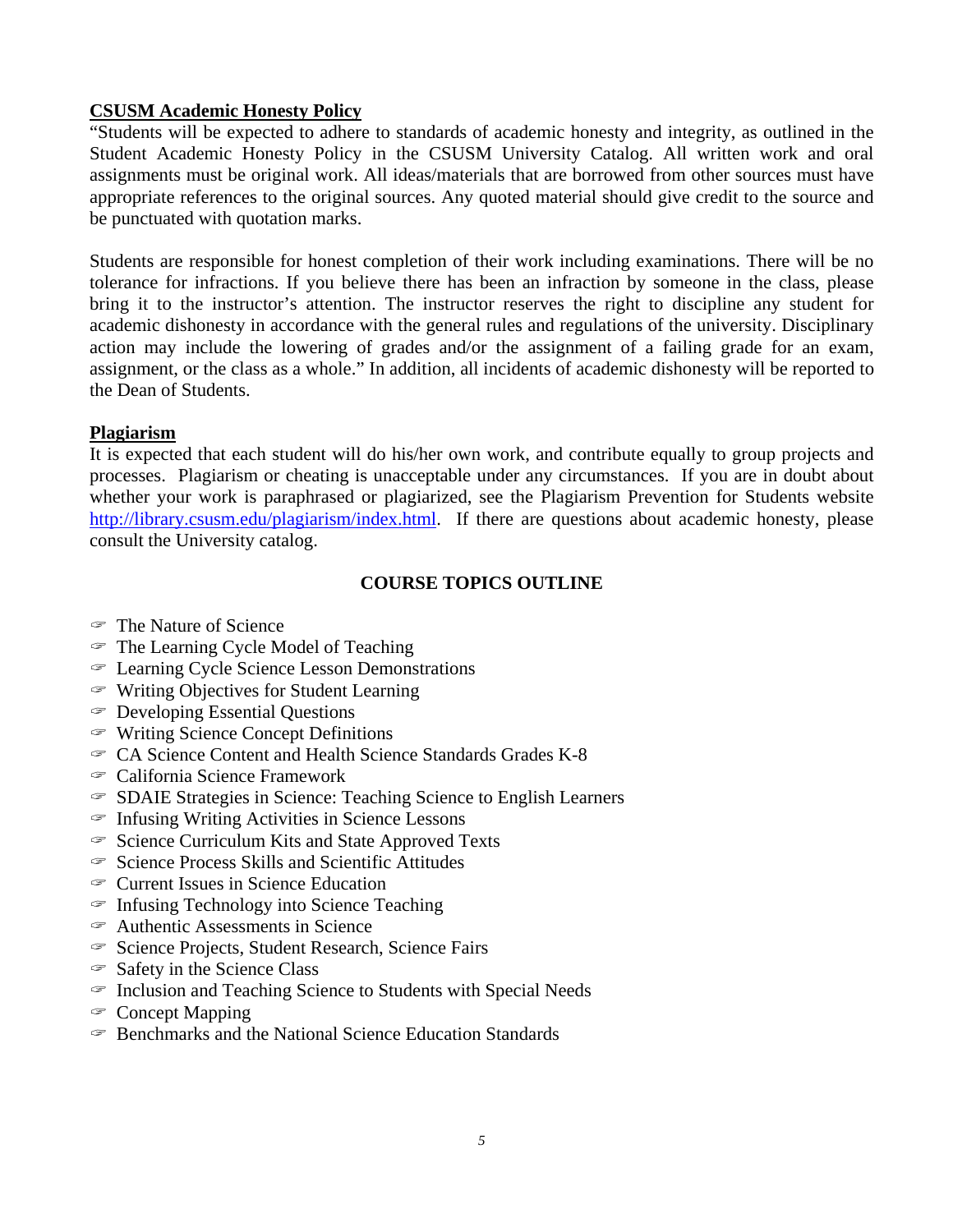**CSUSM Academic Honesty Policy**

"Students will be expected to adhere to standards of academic honesty and integrity, as outlined in the Student Academic Honesty Policy in the CSUSM University Catalog. All written work and oral assignments must be original work. All ideas/materials that are borrowed from other sources must have appropriate references to the original sources. Any quoted material should give credit to the source and be punctuated with quotation marks.

Students are responsible for honest completion of their work including examinations. There will be no tolerance for infractions. If you believe there has been an infraction by someone in the class, please bring it to the instructor's attention. The instructor reserves the right to discipline any student for academic dishonesty in accordance with the general rules and regulations of the university. Disciplinary action may include the lowering of grades and/or the assignment of a failing grade for an exam, assignment, or the class as a whole." In addition, all incidents of academic dishonesty will be reported to the Dean of Students.

**Plagiarism**

It is expected that each student will do his/her own work, and contribute equally to group projects and processes. Plagiarism or cheating is unacceptable under any circumstances. If you are in doubt about whether your work is paraphrased or plagiarized, see the Plagiarism Prevention for Students website http://library.csusm.edu/plagiarism/index.html. If there are questions about academic honesty, please consult the University catalog.

## COURSE TOPICS OUTLINE

- The Nature of Science
- The Learning Cycle Model of Teaching
- Learning Cycle Science Lesson Demonstrations
- Writing Objectives for Student Learning
- Developing Essential Questions
- Writing Science Concept Definitions
- CA Science Content and Health Science Standards Grades K-8
- California Science Framework
- SDAIE Strategies in Science: Teaching Science to English Learners
- Infusing Writing Activities in Science Lessons
- Science Curriculum Kits and State Approved Texts
- Science Process Skills and Scientific Attitudes
- Current Issues in Science Education
- Infusing Technology into Science Teaching
- Authentic Assessments in Science
- Science Projects, Student Research, Science Fairs
- Safety in the Science Class
- Inclusion and Teaching Science to Students with Special Needs
- Concept Mapping
- Benchmarks and the National Science Education Standards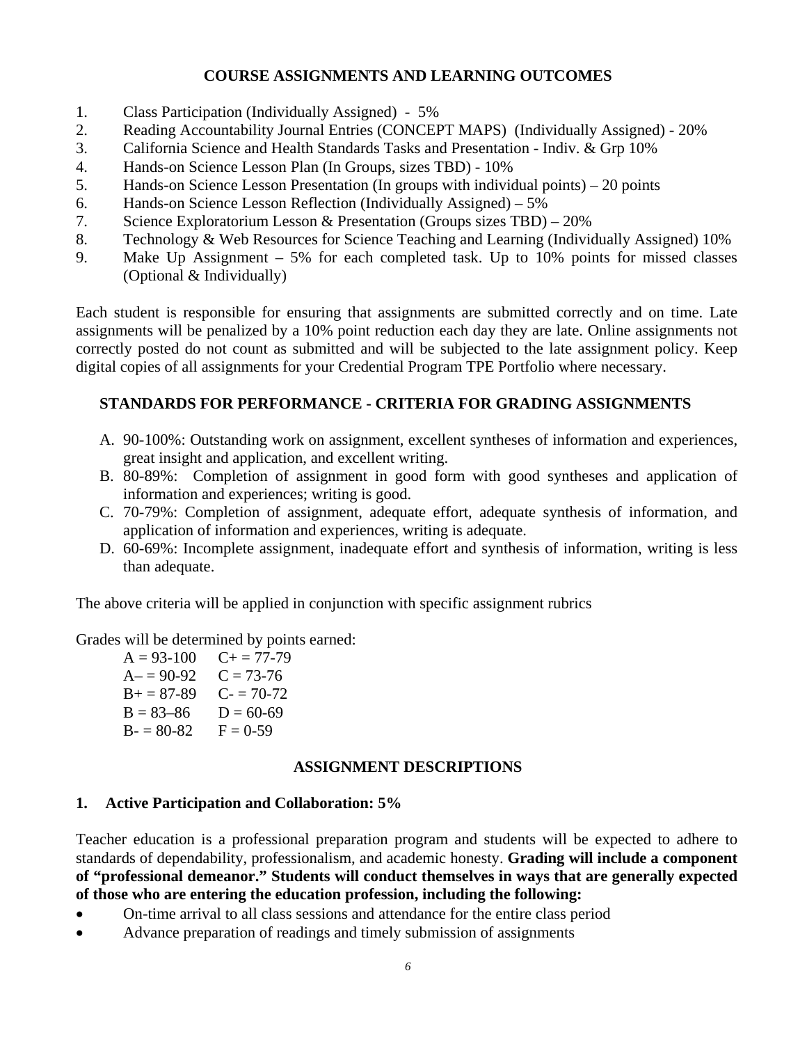## COURSE ASSIGNMENTS AND LEARNING OUTCOMES

1. Class Participation (Individually Assigned) - 5%
2. Reading Accountability Journal Entries (CONCEPT MAPS) (Individually Assigned) - 20%
3. California Science and Health Standards Tasks and Presentation - Indiv. & Grp 10%
4. Hands-on Science Lesson Plan (In Groups, sizes TBD) - 10%
5. Hands-on Science Lesson Presentation (In groups with individual points) – 20 points
6. Hands-on Science Lesson Reflection (Individually Assigned) – 5%
7. Science Exploratorium Lesson & Presentation (Groups sizes TBD) – 20%
8. Technology & Web Resources for Science Teaching and Learning (Individually Assigned) 10%
9. Make Up Assignment – 5% for each completed task. Up to 10% points for missed classes (Optional & Individually)

Each student is responsible for ensuring that assignments are submitted correctly and on time. Late assignments will be penalized by a 10% point reduction each day they are late. Online assignments not correctly posted do not count as submitted and will be subjected to the late assignment policy. Keep digital copies of all assignments for your Credential Program TPE Portfolio where necessary.

## STANDARDS FOR PERFORMANCE - CRITERIA FOR GRADING ASSIGNMENTS

A. 90-100%: Outstanding work on assignment, excellent syntheses of information and experiences, great insight and application, and excellent writing.
B. 80-89%: Completion of assignment in good form with good syntheses and application of information and experiences; writing is good.
C. 70-79%: Completion of assignment, adequate effort, adequate synthesis of information, and application of information and experiences, writing is adequate.
D. 60-69%: Incomplete assignment, inadequate effort and synthesis of information, writing is less than adequate.

The above criteria will be applied in conjunction with specific assignment rubrics

Grades will be determined by points earned:

| | |
|---|---|
| A = 93-100 | C+ = 77-79 |
| A– = 90-92 | C = 73-76 |
| B+ = 87-89 | C- = 70-72 |
| B = 83–86 | D = 60-69 |
| B- = 80-82 | F = 0-59 |

## ASSIGNMENT DESCRIPTIONS

### 1. Active Participation and Collaboration: 5%

Teacher education is a professional preparation program and students will be expected to adhere to standards of dependability, professionalism, and academic honesty. **Grading will include a component of "professional demeanor." Students will conduct themselves in ways that are generally expected of those who are entering the education profession, including the following:**

- On-time arrival to all class sessions and attendance for the entire class period
- Advance preparation of readings and timely submission of assignments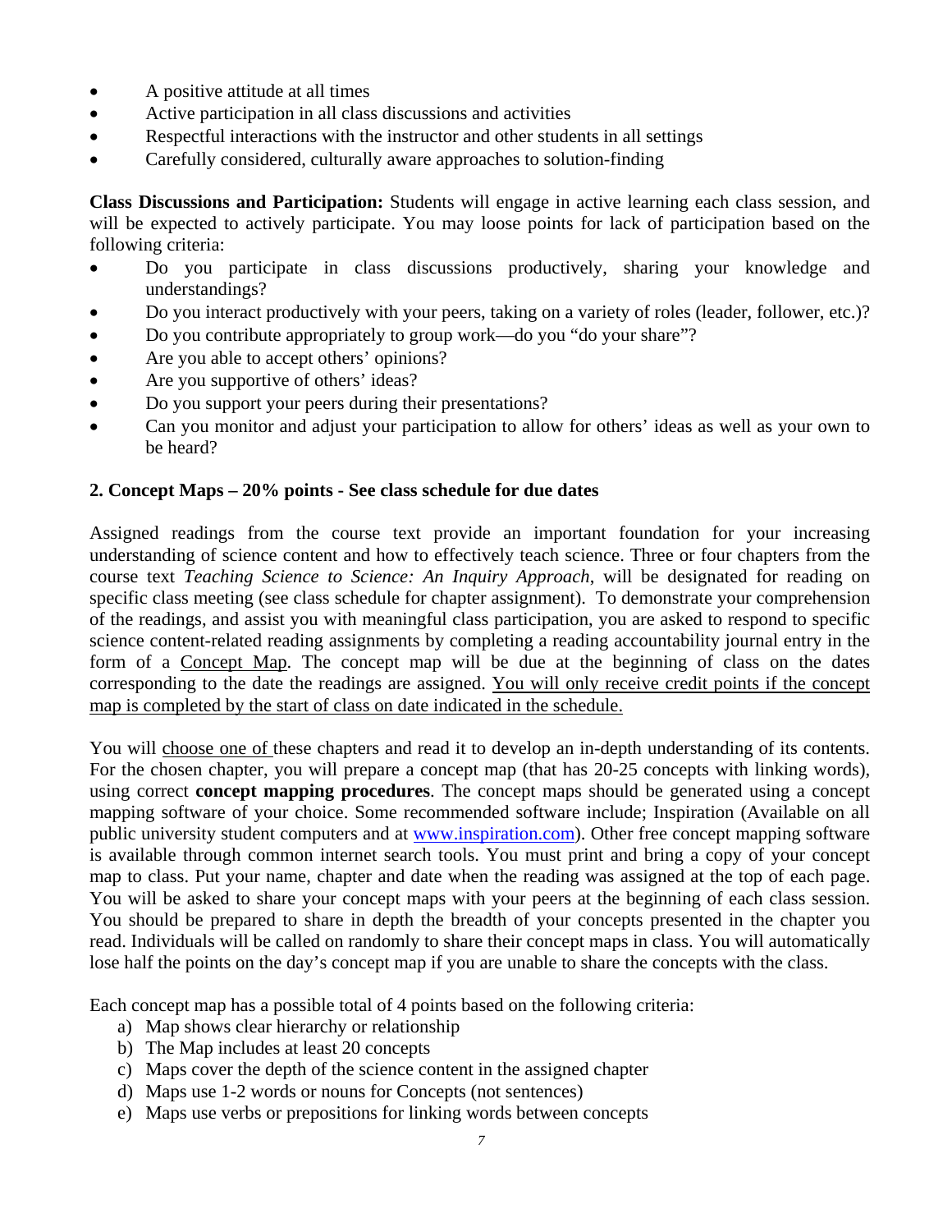- A positive attitude at all times
- Active participation in all class discussions and activities
- Respectful interactions with the instructor and other students in all settings
- Carefully considered, culturally aware approaches to solution-finding

**Class Discussions and Participation:** Students will engage in active learning each class session, and will be expected to actively participate. You may loose points for lack of participation based on the following criteria:

- Do you participate in class discussions productively, sharing your knowledge and understandings?
- Do you interact productively with your peers, taking on a variety of roles (leader, follower, etc.)?
- Do you contribute appropriately to group work—do you "do your share"?
- Are you able to accept others' opinions?
- Are you supportive of others' ideas?
- Do you support your peers during their presentations?
- Can you monitor and adjust your participation to allow for others' ideas as well as your own to be heard?

**2. Concept Maps – 20% points - See class schedule for due dates**

Assigned readings from the course text provide an important foundation for your increasing understanding of science content and how to effectively teach science. Three or four chapters from the course text *Teaching Science to Science: An Inquiry Approach*, will be designated for reading on specific class meeting (see class schedule for chapter assignment). To demonstrate your comprehension of the readings, and assist you with meaningful class participation, you are asked to respond to specific science content-related reading assignments by completing a reading accountability journal entry in the form of a <u>Concept Map</u>. The concept map will be due at the beginning of class on the dates corresponding to the date the readings are assigned. <u>You will only receive credit points if the concept map is completed by the start of class on date indicated in the schedule.</u>

You will <u>choose one of</u> these chapters and read it to develop an in-depth understanding of its contents. For the chosen chapter, you will prepare a concept map (that has 20-25 concepts with linking words), using correct **concept mapping procedures**. The concept maps should be generated using a concept mapping software of your choice. Some recommended software include; Inspiration (Available on all public university student computers and at www.inspiration.com). Other free concept mapping software is available through common internet search tools. You must print and bring a copy of your concept map to class. Put your name, chapter and date when the reading was assigned at the top of each page. You will be asked to share your concept maps with your peers at the beginning of each class session. You should be prepared to share in depth the breadth of your concepts presented in the chapter you read. Individuals will be called on randomly to share their concept maps in class. You will automatically lose half the points on the day's concept map if you are unable to share the concepts with the class.

Each concept map has a possible total of 4 points based on the following criteria:

a) Map shows clear hierarchy or relationship
b) The Map includes at least 20 concepts
c) Maps cover the depth of the science content in the assigned chapter
d) Maps use 1-2 words or nouns for Concepts (not sentences)
e) Maps use verbs or prepositions for linking words between concepts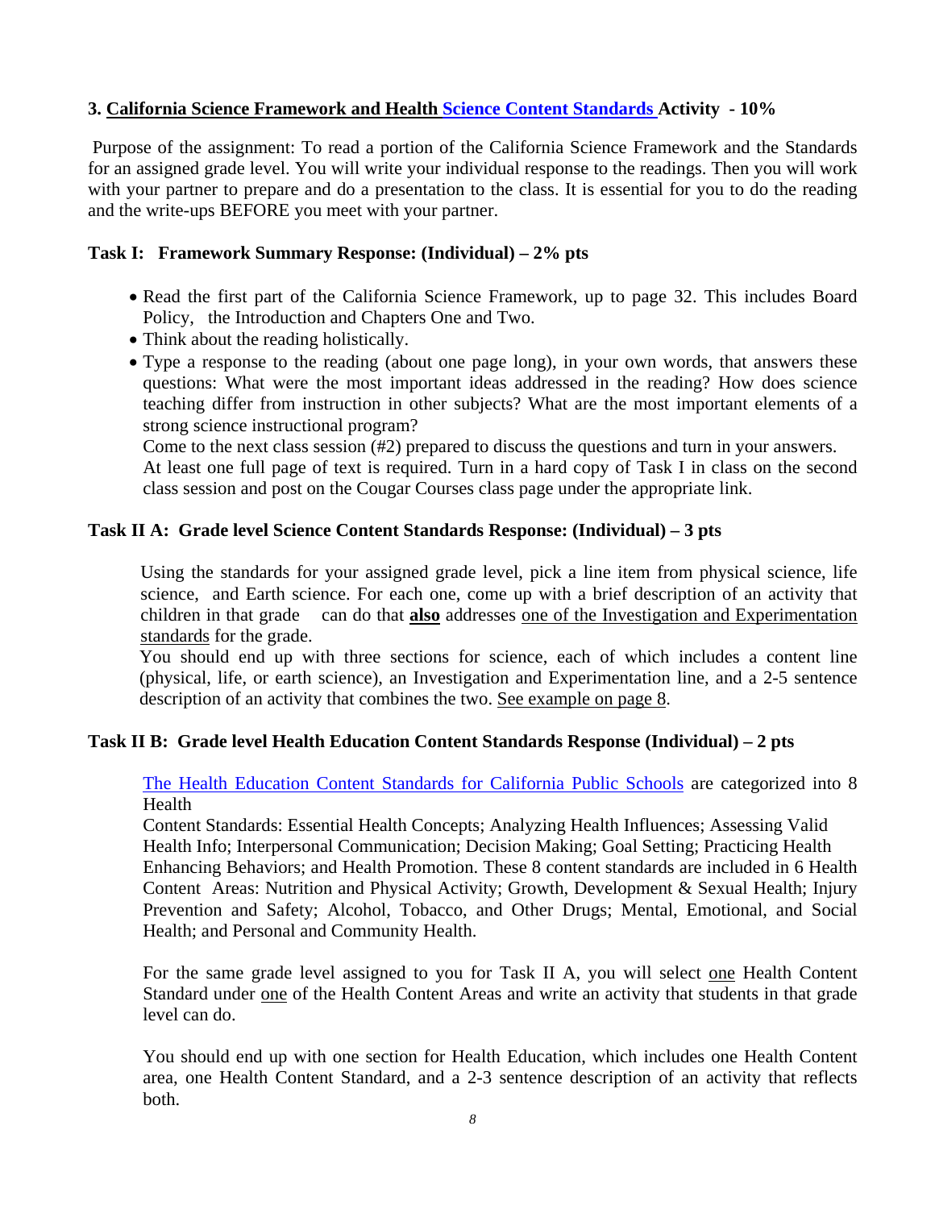### 3. California Science Framework and Health Science Content Standards Activity - 10%

Purpose of the assignment: To read a portion of the California Science Framework and the Standards for an assigned grade level. You will write your individual response to the readings. Then you will work with your partner to prepare and do a presentation to the class. It is essential for you to do the reading and the write-ups BEFORE you meet with your partner.

#### Task I: Framework Summary Response: (Individual) – 2% pts

- Read the first part of the California Science Framework, up to page 32. This includes Board Policy, the Introduction and Chapters One and Two.
- Think about the reading holistically.
- Type a response to the reading (about one page long), in your own words, that answers these questions: What were the most important ideas addressed in the reading? How does science teaching differ from instruction in other subjects? What are the most important elements of a strong science instructional program?
  Come to the next class session (#2) prepared to discuss the questions and turn in your answers.
  At least one full page of text is required. Turn in a hard copy of Task I in class on the second class session and post on the Cougar Courses class page under the appropriate link.

#### Task II A: Grade level Science Content Standards Response: (Individual) – 3 pts

Using the standards for your assigned grade level, pick a line item from physical science, life science, and Earth science. For each one, come up with a brief description of an activity that children in that grade can do that **also** addresses one of the Investigation and Experimentation standards for the grade.

You should end up with three sections for science, each of which includes a content line (physical, life, or earth science), an Investigation and Experimentation line, and a 2-5 sentence description of an activity that combines the two. See example on page 8.

#### Task II B: Grade level Health Education Content Standards Response (Individual) – 2 pts

The Health Education Content Standards for California Public Schools are categorized into 8 Health Content Standards: Essential Health Concepts; Analyzing Health Influences; Assessing Valid Health Info; Interpersonal Communication; Decision Making; Goal Setting; Practicing Health Enhancing Behaviors; and Health Promotion. These 8 content standards are included in 6 Health Content Areas: Nutrition and Physical Activity; Growth, Development & Sexual Health; Injury Prevention and Safety; Alcohol, Tobacco, and Other Drugs; Mental, Emotional, and Social Health; and Personal and Community Health.

For the same grade level assigned to you for Task II A, you will select one Health Content Standard under one of the Health Content Areas and write an activity that students in that grade level can do.

You should end up with one section for Health Education, which includes one Health Content area, one Health Content Standard, and a 2-3 sentence description of an activity that reflects both.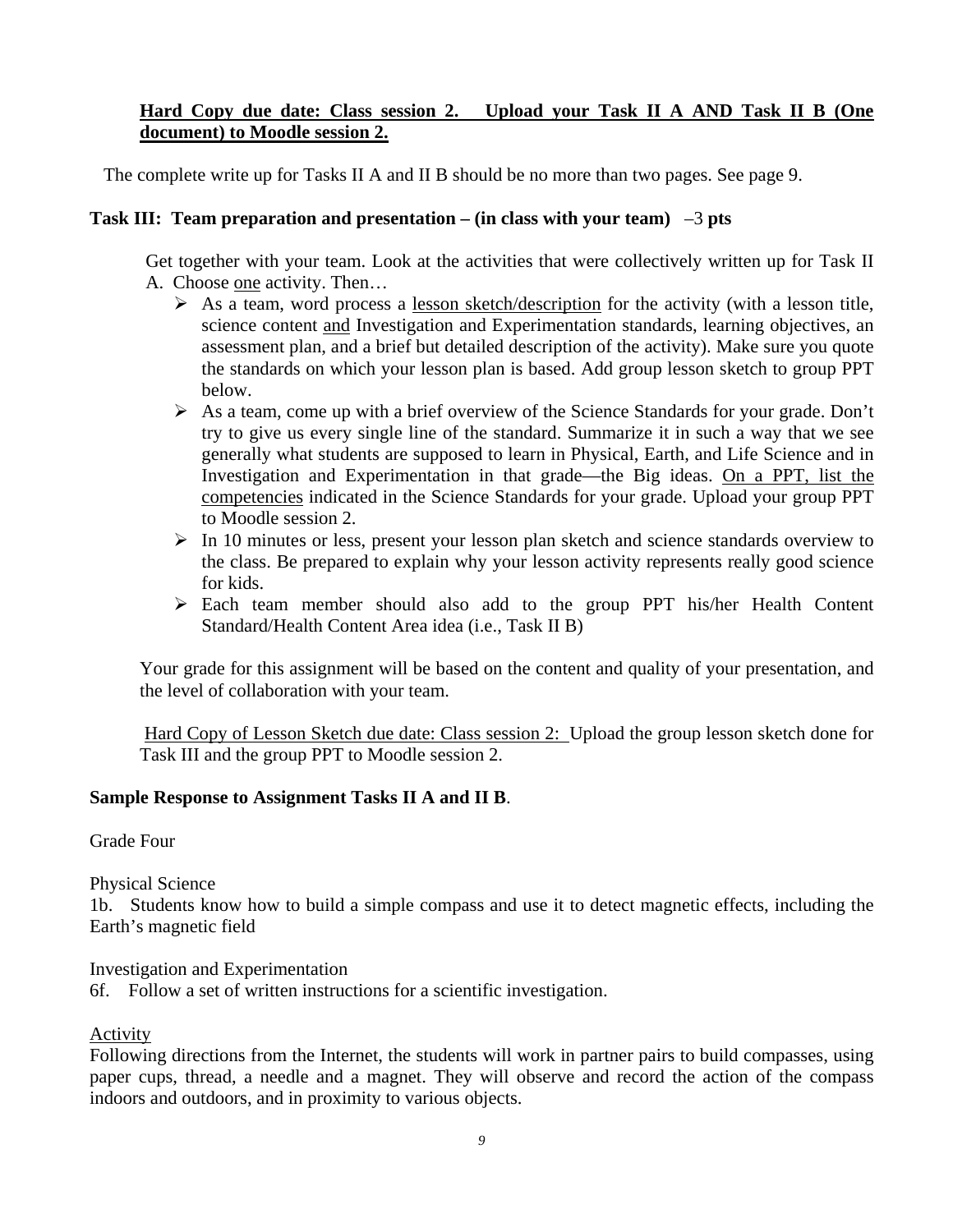**Hard Copy due date: Class session 2. Upload your Task II A AND Task II B (One document) to Moodle session 2.**

The complete write up for Tasks II A and II B should be no more than two pages. See page 9.

**Task III: Team preparation and presentation – (in class with your team)** –3 **pts**

Get together with your team. Look at the activities that were collectively written up for Task II A. Choose one activity. Then…

- As a team, word process a lesson sketch/description for the activity (with a lesson title, science content and Investigation and Experimentation standards, learning objectives, an assessment plan, and a brief but detailed description of the activity). Make sure you quote the standards on which your lesson plan is based. Add group lesson sketch to group PPT below.
- As a team, come up with a brief overview of the Science Standards for your grade. Don't try to give us every single line of the standard. Summarize it in such a way that we see generally what students are supposed to learn in Physical, Earth, and Life Science and in Investigation and Experimentation in that grade—the Big ideas. On a PPT, list the competencies indicated in the Science Standards for your grade. Upload your group PPT to Moodle session 2.
- In 10 minutes or less, present your lesson plan sketch and science standards overview to the class. Be prepared to explain why your lesson activity represents really good science for kids.
- Each team member should also add to the group PPT his/her Health Content Standard/Health Content Area idea (i.e., Task II B)

Your grade for this assignment will be based on the content and quality of your presentation, and the level of collaboration with your team.

Hard Copy of Lesson Sketch due date: Class session 2: Upload the group lesson sketch done for Task III and the group PPT to Moodle session 2.

**Sample Response to Assignment Tasks II A and II B**.

Grade Four

Physical Science
1b. Students know how to build a simple compass and use it to detect magnetic effects, including the Earth's magnetic field

Investigation and Experimentation
6f. Follow a set of written instructions for a scientific investigation.

Activity
Following directions from the Internet, the students will work in partner pairs to build compasses, using paper cups, thread, a needle and a magnet. They will observe and record the action of the compass indoors and outdoors, and in proximity to various objects.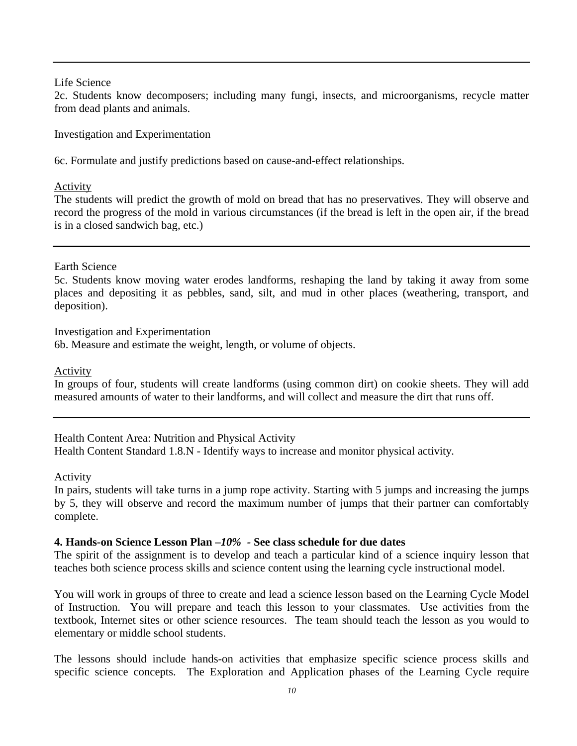---

Life Science
2c. Students know decomposers; including many fungi, insects, and microorganisms, recycle matter from dead plants and animals.

Investigation and Experimentation

6c. Formulate and justify predictions based on cause-and-effect relationships.

Activity
The students will predict the growth of mold on bread that has no preservatives. They will observe and record the progress of the mold in various circumstances (if the bread is left in the open air, if the bread is in a closed sandwich bag, etc.)

---

Earth Science
5c. Students know moving water erodes landforms, reshaping the land by taking it away from some places and depositing it as pebbles, sand, silt, and mud in other places (weathering, transport, and deposition).

Investigation and Experimentation
6b. Measure and estimate the weight, length, or volume of objects.

Activity
In groups of four, students will create landforms (using common dirt) on cookie sheets. They will add measured amounts of water to their landforms, and will collect and measure the dirt that runs off.

---

Health Content Area: Nutrition and Physical Activity
Health Content Standard 1.8.N - Identify ways to increase and monitor physical activity.

Activity
In pairs, students will take turns in a jump rope activity. Starting with 5 jumps and increasing the jumps by 5, they will observe and record the maximum number of jumps that their partner can comfortably complete.

**4. Hands-on Science Lesson Plan –*10%* - See class schedule for due dates**
The spirit of the assignment is to develop and teach a particular kind of a science inquiry lesson that teaches both science process skills and science content using the learning cycle instructional model.

You will work in groups of three to create and lead a science lesson based on the Learning Cycle Model of Instruction. You will prepare and teach this lesson to your classmates. Use activities from the textbook, Internet sites or other science resources. The team should teach the lesson as you would to elementary or middle school students.

The lessons should include hands-on activities that emphasize specific science process skills and specific science concepts. The Exploration and Application phases of the Learning Cycle require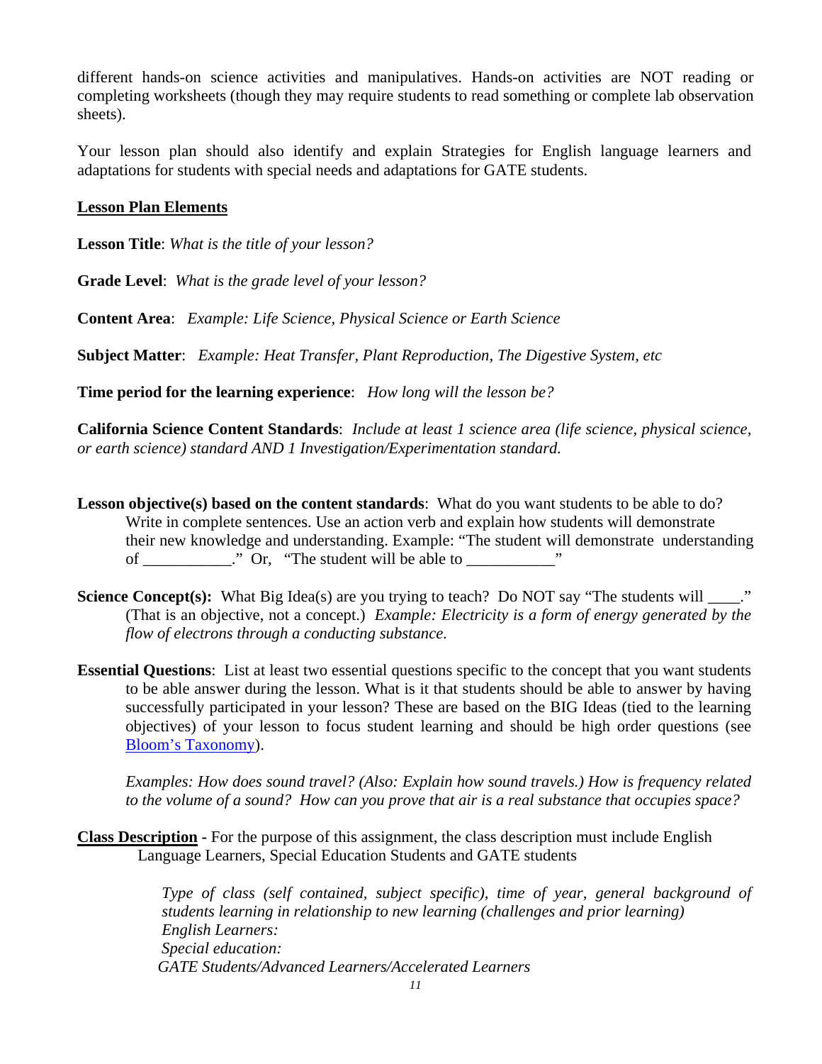different hands-on science activities and manipulatives. Hands-on activities are NOT reading or completing worksheets (though they may require students to read something or complete lab observation sheets).

Your lesson plan should also identify and explain Strategies for English language learners and adaptations for students with special needs and adaptations for GATE students.

**Lesson Plan Elements**

**Lesson Title**: *What is the title of your lesson?*

**Grade Level**: *What is the grade level of your lesson?*

**Content Area**: *Example: Life Science, Physical Science or Earth Science*

**Subject Matter**: *Example: Heat Transfer, Plant Reproduction, The Digestive System, etc*

**Time period for the learning experience**: *How long will the lesson be?*

**California Science Content Standards**: *Include at least 1 science area (life science, physical science, or earth science) standard AND 1 Investigation/Experimentation standard.*

**Lesson objective(s) based on the content standards**: What do you want students to be able to do? Write in complete sentences. Use an action verb and explain how students will demonstrate their new knowledge and understanding. Example: "The student will demonstrate understanding of ___________." Or, "The student will be able to ___________"

**Science Concept(s):** What Big Idea(s) are you trying to teach? Do NOT say "The students will ____." (That is an objective, not a concept.) *Example: Electricity is a form of energy generated by the flow of electrons through a conducting substance.*

**Essential Questions**: List at least two essential questions specific to the concept that you want students to be able answer during the lesson. What is it that students should be able to answer by having successfully participated in your lesson? These are based on the BIG Ideas (tied to the learning objectives) of your lesson to focus student learning and should be high order questions (see Bloom's Taxonomy).

*Examples: How does sound travel? (Also: Explain how sound travels.) How is frequency related to the volume of a sound? How can you prove that air is a real substance that occupies space?*

**Class Description** - For the purpose of this assignment, the class description must include English Language Learners, Special Education Students and GATE students

*Type of class (self contained, subject specific), time of year, general background of students learning in relationship to new learning (challenges and prior learning)*
*English Learners:*
*Special education:*
*GATE Students/Advanced Learners/Accelerated Learners*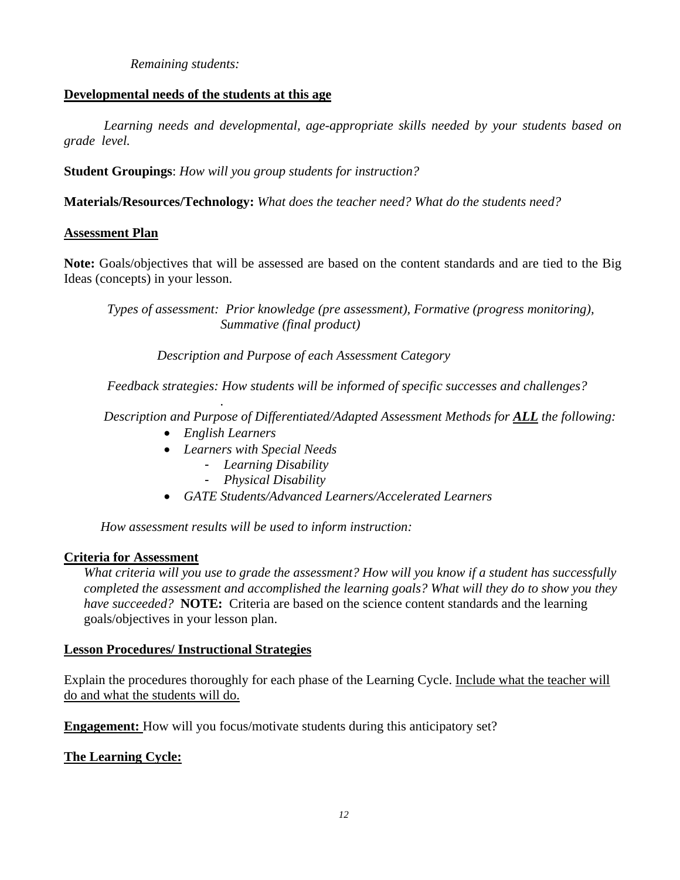*Remaining students:*

**Developmental needs of the students at this age**

*Learning needs and developmental, age-appropriate skills needed by your students based on grade level.*

**Student Groupings**: *How will you group students for instruction?*

**Materials/Resources/Technology:** *What does the teacher need? What do the students need?*

**Assessment Plan**

**Note:** Goals/objectives that will be assessed are based on the content standards and are tied to the Big Ideas (concepts) in your lesson.

*Types of assessment: Prior knowledge (pre assessment), Formative (progress monitoring), Summative (final product)*

*Description and Purpose of each Assessment Category*

*Feedback strategies: How students will be informed of specific successes and challenges?*

.

*Description and Purpose of Differentiated/Adapted Assessment Methods for **ALL** the following:*

- *English Learners*
- *Learners with Special Needs*
  - *Learning Disability*
  - *Physical Disability*
- *GATE Students/Advanced Learners/Accelerated Learners*

*How assessment results will be used to inform instruction:*

**Criteria for Assessment**

*What criteria will you use to grade the assessment? How will you know if a student has successfully completed the assessment and accomplished the learning goals? What will they do to show you they have succeeded?* **NOTE:** Criteria are based on the science content standards and the learning goals/objectives in your lesson plan.

**Lesson Procedures/ Instructional Strategies**

Explain the procedures thoroughly for each phase of the Learning Cycle. Include what the teacher will do and what the students will do.

**Engagement:** How will you focus/motivate students during this anticipatory set?

**The Learning Cycle:**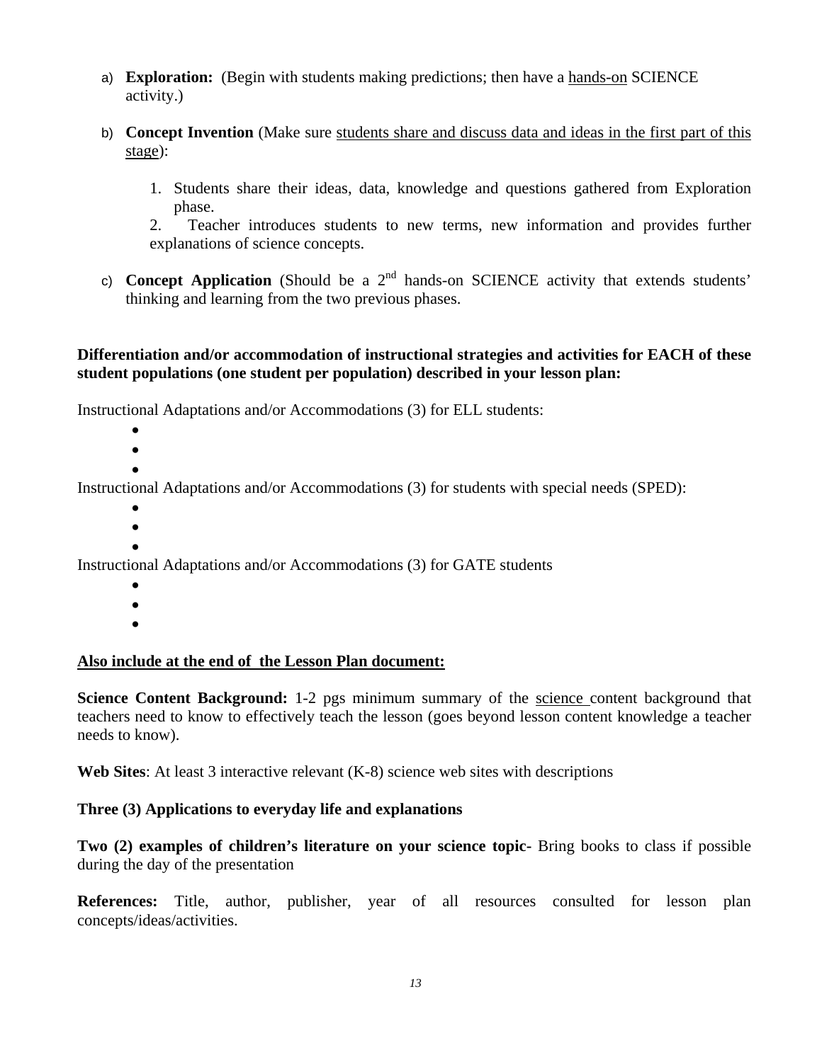a) **Exploration:** (Begin with students making predictions; then have a <u>hands-on</u> SCIENCE activity.)

b) **Concept Invention** (Make sure <u>students share and discuss data and ideas in the first part of this stage</u>):

   1. Students share their ideas, data, knowledge and questions gathered from Exploration phase.
   2. Teacher introduces students to new terms, new information and provides further explanations of science concepts.

c) **Concept Application** (Should be a 2nd hands-on SCIENCE activity that extends students' thinking and learning from the two previous phases.

**Differentiation and/or accommodation of instructional strategies and activities for EACH of these student populations (one student per population) described in your lesson plan:**

Instructional Adaptations and/or Accommodations (3) for ELL students:

-
-
-

Instructional Adaptations and/or Accommodations (3) for students with special needs (SPED):

-
-
-

Instructional Adaptations and/or Accommodations (3) for GATE students

-
-
-

**<u>Also include at the end of the Lesson Plan document:</u>**

**Science Content Background:** 1-2 pgs minimum summary of the <u>science</u> content background that teachers need to know to effectively teach the lesson (goes beyond lesson content knowledge a teacher needs to know).

**Web Sites**: At least 3 interactive relevant (K-8) science web sites with descriptions

**Three (3) Applications to everyday life and explanations**

**Two (2) examples of children's literature on your science topic-** Bring books to class if possible during the day of the presentation

**References:** Title, author, publisher, year of all resources consulted for lesson plan concepts/ideas/activities.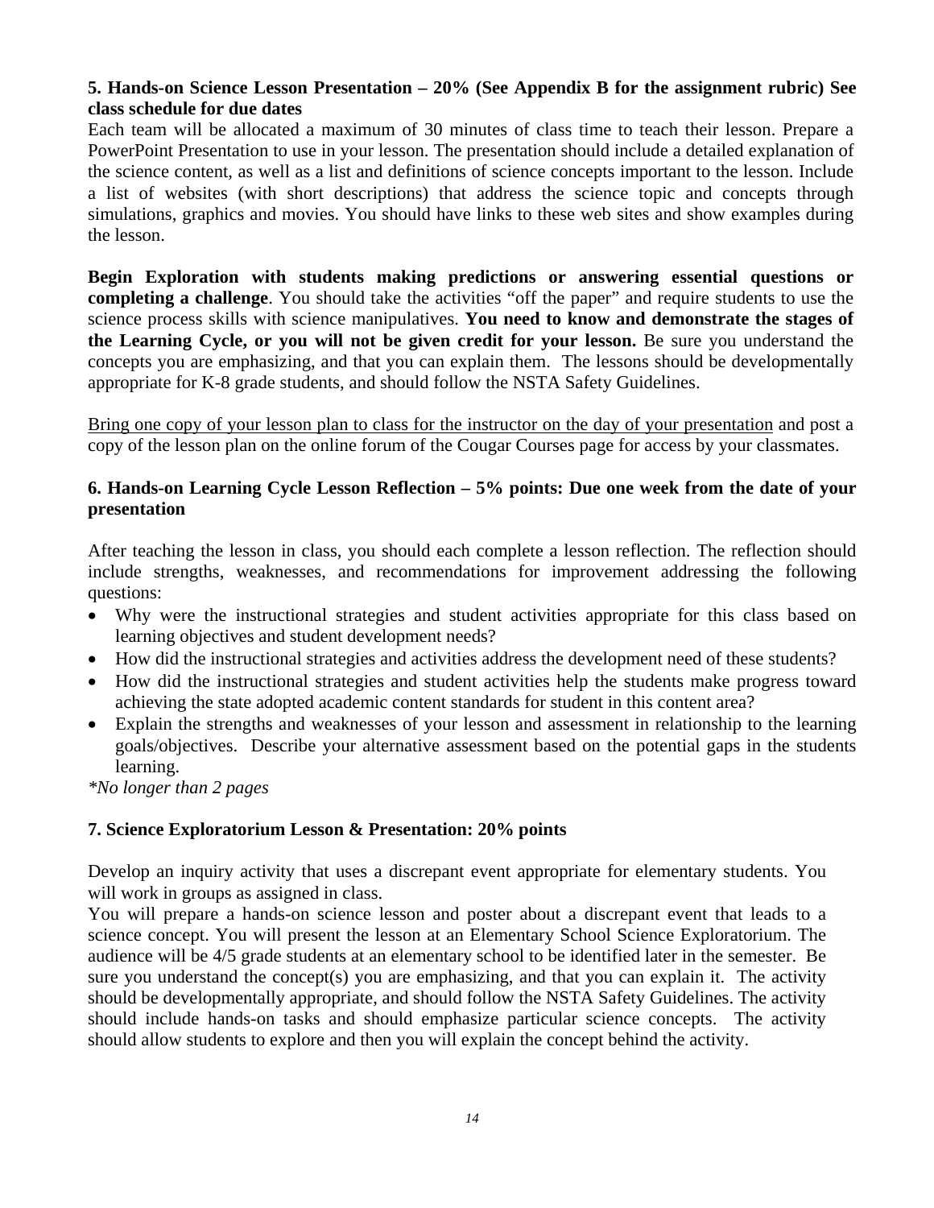**5. Hands-on Science Lesson Presentation – 20% (See Appendix B for the assignment rubric) See class schedule for due dates**

Each team will be allocated a maximum of 30 minutes of class time to teach their lesson. Prepare a PowerPoint Presentation to use in your lesson. The presentation should include a detailed explanation of the science content, as well as a list and definitions of science concepts important to the lesson. Include a list of websites (with short descriptions) that address the science topic and concepts through simulations, graphics and movies. You should have links to these web sites and show examples during the lesson.

**Begin Exploration with students making predictions or answering essential questions or completing a challenge**. You should take the activities "off the paper" and require students to use the science process skills with science manipulatives. **You need to know and demonstrate the stages of the Learning Cycle, or you will not be given credit for your lesson.** Be sure you understand the concepts you are emphasizing, and that you can explain them. The lessons should be developmentally appropriate for K-8 grade students, and should follow the NSTA Safety Guidelines.

<u>Bring one copy of your lesson plan to class for the instructor on the day of your presentation</u> and post a copy of the lesson plan on the online forum of the Cougar Courses page for access by your classmates.

**6. Hands-on Learning Cycle Lesson Reflection – 5% points: Due one week from the date of your presentation**

After teaching the lesson in class, you should each complete a lesson reflection. The reflection should include strengths, weaknesses, and recommendations for improvement addressing the following questions:

- Why were the instructional strategies and student activities appropriate for this class based on learning objectives and student development needs?
- How did the instructional strategies and activities address the development need of these students?
- How did the instructional strategies and student activities help the students make progress toward achieving the state adopted academic content standards for student in this content area?
- Explain the strengths and weaknesses of your lesson and assessment in relationship to the learning goals/objectives. Describe your alternative assessment based on the potential gaps in the students learning.

*\*No longer than 2 pages*

**7. Science Exploratorium Lesson & Presentation: 20% points**

Develop an inquiry activity that uses a discrepant event appropriate for elementary students. You will work in groups as assigned in class.

You will prepare a hands-on science lesson and poster about a discrepant event that leads to a science concept. You will present the lesson at an Elementary School Science Exploratorium. The audience will be 4/5 grade students at an elementary school to be identified later in the semester. Be sure you understand the concept(s) you are emphasizing, and that you can explain it. The activity should be developmentally appropriate, and should follow the NSTA Safety Guidelines. The activity should include hands-on tasks and should emphasize particular science concepts. The activity should allow students to explore and then you will explain the concept behind the activity.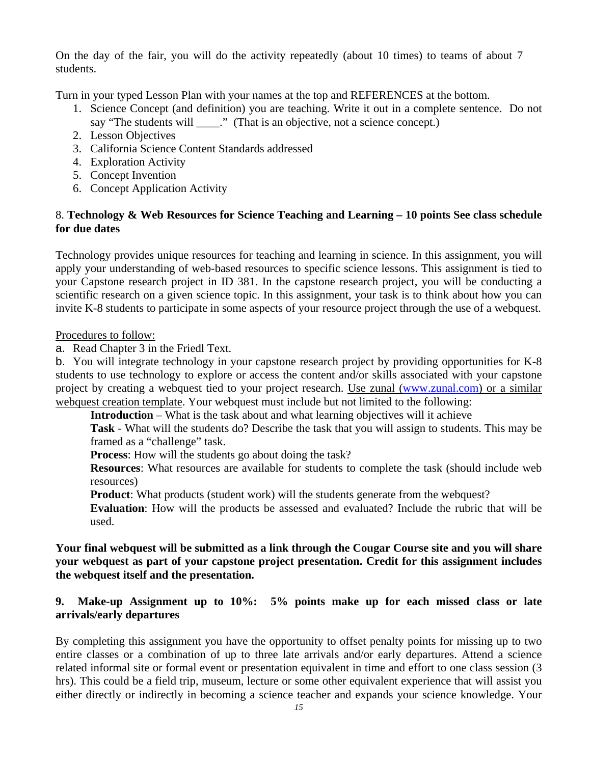On the day of the fair, you will do the activity repeatedly (about 10 times) to teams of about 7 students.

Turn in your typed Lesson Plan with your names at the top and REFERENCES at the bottom.

1. Science Concept (and definition) you are teaching. Write it out in a complete sentence. Do not say "The students will ____." (That is an objective, not a science concept.)
2. Lesson Objectives
3. California Science Content Standards addressed
4. Exploration Activity
5. Concept Invention
6. Concept Application Activity

8. **Technology & Web Resources for Science Teaching and Learning – 10 points See class schedule for due dates**

Technology provides unique resources for teaching and learning in science. In this assignment, you will apply your understanding of web-based resources to specific science lessons. This assignment is tied to your Capstone research project in ID 381. In the capstone research project, you will be conducting a scientific research on a given science topic. In this assignment, your task is to think about how you can invite K-8 students to participate in some aspects of your resource project through the use of a webquest.

Procedures to follow:

a. Read Chapter 3 in the Friedl Text.

b. You will integrate technology in your capstone research project by providing opportunities for K-8 students to use technology to explore or access the content and/or skills associated with your capstone project by creating a webquest tied to your project research. Use zunal (www.zunal.com) or a similar webquest creation template. Your webquest must include but not limited to the following:

> **Introduction** – What is the task about and what learning objectives will it achieve
>
> **Task** - What will the students do? Describe the task that you will assign to students. This may be framed as a "challenge" task.
>
> **Process**: How will the students go about doing the task?
>
> **Resources**: What resources are available for students to complete the task (should include web resources)
>
> **Product**: What products (student work) will the students generate from the webquest?
>
> **Evaluation**: How will the products be assessed and evaluated? Include the rubric that will be used.

**Your final webquest will be submitted as a link through the Cougar Course site and you will share your webquest as part of your capstone project presentation. Credit for this assignment includes the webquest itself and the presentation.**

**9. Make-up Assignment up to 10%: 5% points make up for each missed class or late arrivals/early departures**

By completing this assignment you have the opportunity to offset penalty points for missing up to two entire classes or a combination of up to three late arrivals and/or early departures. Attend a science related informal site or formal event or presentation equivalent in time and effort to one class session (3 hrs). This could be a field trip, museum, lecture or some other equivalent experience that will assist you either directly or indirectly in becoming a science teacher and expands your science knowledge. Your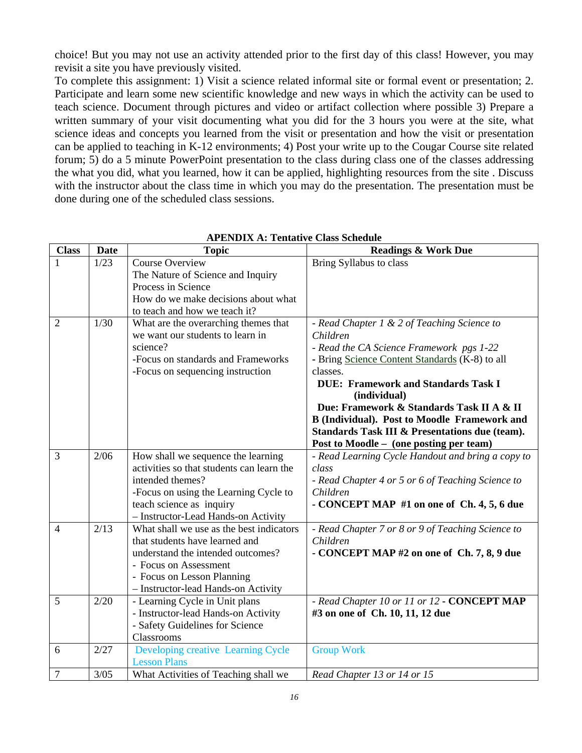choice! But you may not use an activity attended prior to the first day of this class! However, you may revisit a site you have previously visited.

To complete this assignment: 1) Visit a science related informal site or formal event or presentation; 2. Participate and learn some new scientific knowledge and new ways in which the activity can be used to teach science. Document through pictures and video or artifact collection where possible 3) Prepare a written summary of your visit documenting what you did for the 3 hours you were at the site, what science ideas and concepts you learned from the visit or presentation and how the visit or presentation can be applied to teaching in K-12 environments; 4) Post your write up to the Cougar Course site related forum; 5) do a 5 minute PowerPoint presentation to the class during class one of the classes addressing the what you did, what you learned, how it can be applied, highlighting resources from the site . Discuss with the instructor about the class time in which you may do the presentation. The presentation must be done during one of the scheduled class sessions.

**APENDIX A: Tentative Class Schedule**

| Class | Date | Topic | Readings & Work Due |
|---|---|---|---|
| 1 | 1/23 | Course Overview<br>The Nature of Science and Inquiry Process in Science<br>How do we make decisions about what to teach and how we teach it? | Bring Syllabus to class |
| 2 | 1/30 | What are the overarching themes that we want our students to learn in science?<br>-Focus on standards and Frameworks<br>-Focus on sequencing instruction | *- Read Chapter 1 & 2 of Teaching Science to Children*<br>*- Read the CA Science Framework pgs 1-22*<br>- Bring Science Content Standards (K-8) to all classes.<br>**DUE: Framework and Standards Task I (individual)**<br>**Due: Framework & Standards Task II A & II B (Individual). Post to Moodle Framework and Standards Task III & Presentations due (team). Post to Moodle – (one posting per team)** |
| 3 | 2/06 | How shall we sequence the learning activities so that students can learn the intended themes?<br>-Focus on using the Learning Cycle to teach science as inquiry<br>– Instructor-Lead Hands-on Activity | *- Read Learning Cycle Handout and bring a copy to class*<br>*- Read Chapter 4 or 5 or 6 of Teaching Science to Children*<br>**- CONCEPT MAP #1 on one of Ch. 4, 5, 6 due** |
| 4 | 2/13 | What shall we use as the best indicators that students have learned and understand the intended outcomes?<br>- Focus on Assessment<br>- Focus on Lesson Planning<br>– Instructor-lead Hands-on Activity | *- Read Chapter 7 or 8 or 9 of Teaching Science to Children*<br>**- CONCEPT MAP #2 on one of Ch. 7, 8, 9 due** |
| 5 | 2/20 | - Learning Cycle in Unit plans<br>- Instructor-lead Hands-on Activity<br>- Safety Guidelines for Science Classrooms | *- Read Chapter 10 or 11 or 12* - **CONCEPT MAP #3 on one of Ch. 10, 11, 12 due** |
| 6 | 2/27 | Developing creative Learning Cycle Lesson Plans | Group Work |
| 7 | 3/05 | What Activities of Teaching shall we | *Read Chapter 13 or 14 or 15* |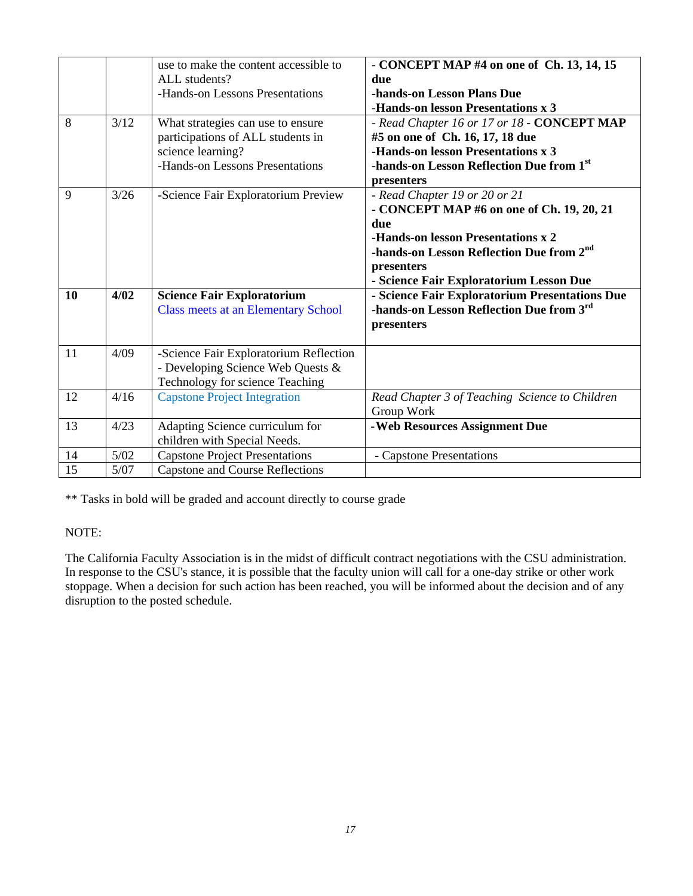| | | | |
|---|---|---|---|
| | | use to make the content accessible to ALL students?<br>-Hands-on Lessons Presentations | **- CONCEPT MAP #4 on one of Ch. 13, 14, 15 due**<br>**-hands-on Lesson Plans Due**<br>**-Hands-on lesson Presentations x 3** |
| 8 | 3/12 | What strategies can use to ensure participations of ALL students in science learning?<br>-Hands-on Lessons Presentations | *- Read Chapter 16 or 17 or 18* **- CONCEPT MAP #5 on one of Ch. 16, 17, 18 due**<br>**-Hands-on lesson Presentations x 3**<br>**-hands-on Lesson Reflection Due from 1st presenters** |
| 9 | 3/26 | -Science Fair Exploratorium Preview | *- Read Chapter 19 or 20 or 21*<br>**- CONCEPT MAP #6 on one of Ch. 19, 20, 21 due**<br>**-Hands-on lesson Presentations x 2**<br>**-hands-on Lesson Reflection Due from 2nd presenters**<br>**- Science Fair Exploratorium Lesson Due** |
| **10** | **4/02** | **Science Fair Exploratorium**<br>Class meets at an Elementary School | **- Science Fair Exploratorium Presentations Due**<br>**-hands-on Lesson Reflection Due from 3rd presenters** |
| 11 | 4/09 | -Science Fair Exploratorium Reflection<br>- Developing Science Web Quests & Technology for science Teaching | |
| 12 | 4/16 | Capstone Project Integration | *Read Chapter 3 of Teaching Science to Children*<br>Group Work |
| 13 | 4/23 | Adapting Science curriculum for children with Special Needs. | **-Web Resources Assignment Due** |
| 14 | 5/02 | Capstone Project Presentations | - Capstone Presentations |
| 15 | 5/07 | Capstone and Course Reflections | |

** Tasks in bold will be graded and account directly to course grade

NOTE:

The California Faculty Association is in the midst of difficult contract negotiations with the CSU administration. In response to the CSU's stance, it is possible that the faculty union will call for a one-day strike or other work stoppage. When a decision for such action has been reached, you will be informed about the decision and of any disruption to the posted schedule.